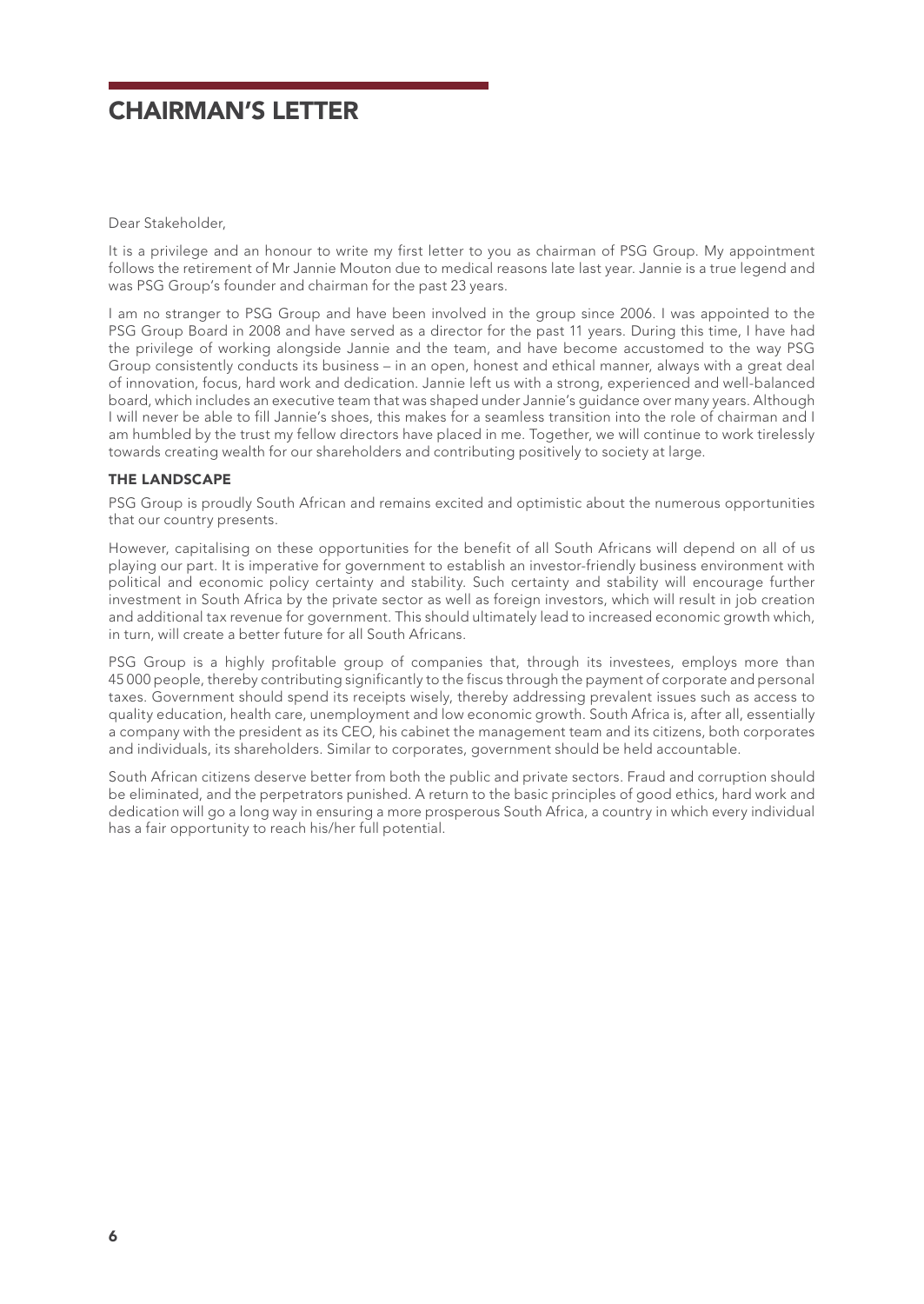# CHAIRMAN'S LETTER

Dear Stakeholder,

It is a privilege and an honour to write my first letter to you as chairman of PSG Group. My appointment follows the retirement of Mr Jannie Mouton due to medical reasons late last year. Jannie is a true legend and was PSG Group's founder and chairman for the past 23 years.

I am no stranger to PSG Group and have been involved in the group since 2006. I was appointed to the PSG Group Board in 2008 and have served as a director for the past 11 years. During this time, I have had the privilege of working alongside Jannie and the team, and have become accustomed to the way PSG Group consistently conducts its business – in an open, honest and ethical manner, always with a great deal of innovation, focus, hard work and dedication. Jannie left us with a strong, experienced and well-balanced board, which includes an executive team that was shaped under Jannie's guidance over many years. Although I will never be able to fill Jannie's shoes, this makes for a seamless transition into the role of chairman and I am humbled by the trust my fellow directors have placed in me. Together, we will continue to work tirelessly towards creating wealth for our shareholders and contributing positively to society at large.

### THE LANDSCAPE

PSG Group is proudly South African and remains excited and optimistic about the numerous opportunities that our country presents.

However, capitalising on these opportunities for the benefit of all South Africans will depend on all of us playing our part. It is imperative for government to establish an investor-friendly business environment with political and economic policy certainty and stability. Such certainty and stability will encourage further investment in South Africa by the private sector as well as foreign investors, which will result in job creation and additional tax revenue for government. This should ultimately lead to increased economic growth which, in turn, will create a better future for all South Africans.

PSG Group is a highly profitable group of companies that, through its investees, employs more than 45 000 people, thereby contributing significantly to the fiscus through the payment of corporate and personal taxes. Government should spend its receipts wisely, thereby addressing prevalent issues such as access to quality education, health care, unemployment and low economic growth. South Africa is, after all, essentially a company with the president as its CEO, his cabinet the management team and its citizens, both corporates and individuals, its shareholders. Similar to corporates, government should be held accountable.

South African citizens deserve better from both the public and private sectors. Fraud and corruption should be eliminated, and the perpetrators punished. A return to the basic principles of good ethics, hard work and dedication will go a long way in ensuring a more prosperous South Africa, a country in which every individual has a fair opportunity to reach his/her full potential.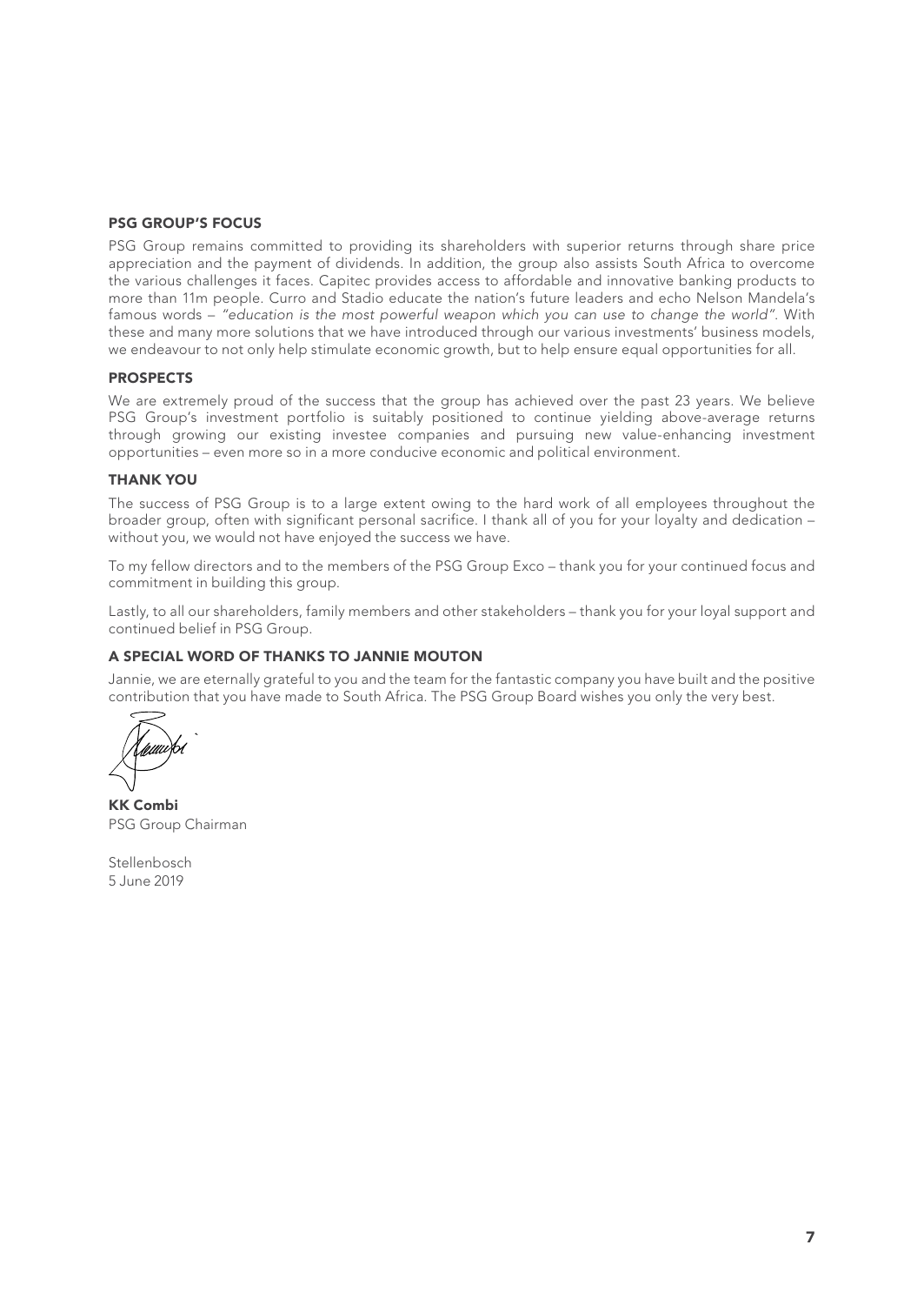## PSG GROUP'S FOCUS

PSG Group remains committed to providing its shareholders with superior returns through share price appreciation and the payment of dividends. In addition, the group also assists South Africa to overcome the various challenges it faces. Capitec provides access to affordable and innovative banking products to more than 11m people. Curro and Stadio educate the nation's future leaders and echo Nelson Mandela's famous words – *"education is the most powerful weapon which you can use to change the world"*. With these and many more solutions that we have introduced through our various investments' business models, we endeavour to not only help stimulate economic growth, but to help ensure equal opportunities for all.

## PROSPECTS

We are extremely proud of the success that the group has achieved over the past 23 years. We believe PSG Group's investment portfolio is suitably positioned to continue yielding above-average returns through growing our existing investee companies and pursuing new value-enhancing investment opportunities – even more so in a more conducive economic and political environment.

## THANK YOU

The success of PSG Group is to a large extent owing to the hard work of all employees throughout the broader group, often with significant personal sacrifice. I thank all of you for your loyalty and dedication – without you, we would not have enjoyed the success we have.

To my fellow directors and to the members of the PSG Group Exco – thank you for your continued focus and commitment in building this group.

Lastly, to all our shareholders, family members and other stakeholders – thank you for your loyal support and continued belief in PSG Group.

## A SPECIAL WORD OF THANKS TO JANNIE MOUTON

Jannie, we are eternally grateful to you and the team for the fantastic company you have built and the positive contribution that you have made to South Africa. The PSG Group Board wishes you only the very best.

**KK Combi**
PSG Group Chairman

Stellenbosch
5 June 2019